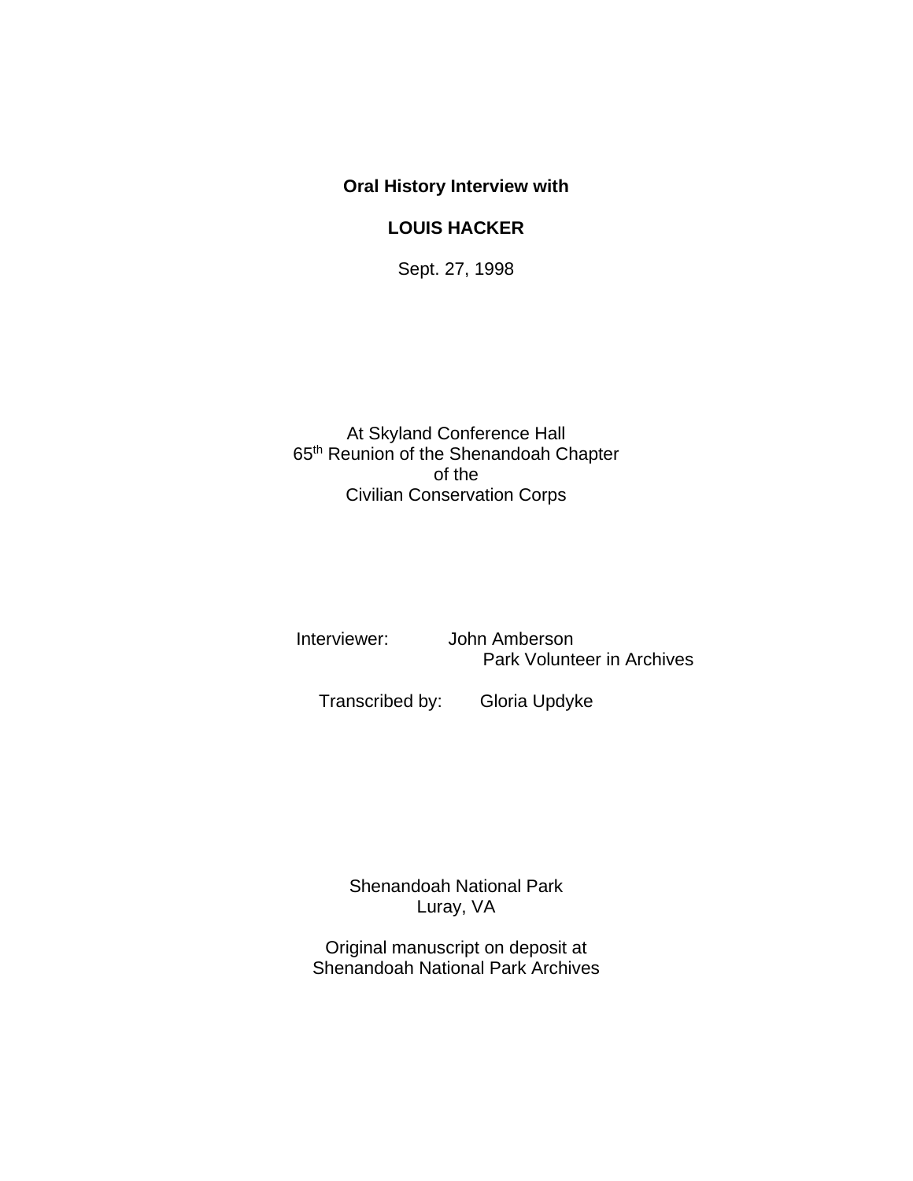**Oral History Interview with**

**LOUIS HACKER**

Sept. 27, 1998

At Skyland Conference Hall
65th Reunion of the Shenandoah Chapter
of the
Civilian Conservation Corps

Interviewer: John Amberson
Park Volunteer in Archives

Transcribed by: Gloria Updyke

Shenandoah National Park
Luray, VA

Original manuscript on deposit at
Shenandoah National Park Archives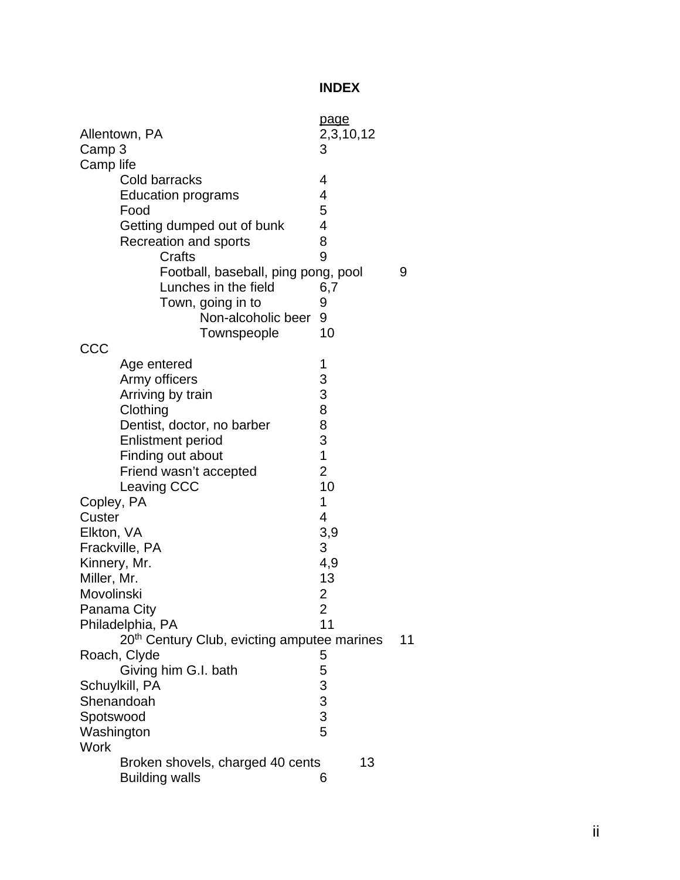# INDEX

| | page |
|---|---|
| Allentown, PA | 2,3,10,12 |
| Camp 3 | 3 |
| Camp life | |
| Cold barracks | 4 |
| Education programs | 4 |
| Food | 5 |
| Getting dumped out of bunk | 4 |
| Recreation and sports | 8 |
| Crafts | 9 |
| Football, baseball, ping pong, pool | 9 |
| Lunches in the field | 6,7 |
| Town, going in to | 9 |
| Non-alcoholic beer | 9 |
| Townspeople | 10 |
| CCC | |
| Age entered | 1 |
| Army officers | 3 |
| Arriving by train | 3 |
| Clothing | 8 |
| Dentist, doctor, no barber | 8 |
| Enlistment period | 3 |
| Finding out about | 1 |
| Friend wasn't accepted | 2 |
| Leaving CCC | 10 |
| Copley, PA | 1 |
| Custer | 4 |
| Elkton, VA | 3,9 |
| Frackville, PA | 3 |
| Kinnery, Mr. | 4,9 |
| Miller, Mr. | 13 |
| Movolinski | 2 |
| Panama City | 2 |
| Philadelphia, PA | 11 |
| 20th Century Club, evicting amputee marines | 11 |
| Roach, Clyde | 5 |
| Giving him G.I. bath | 5 |
| Schuylkill, PA | 3 |
| Shenandoah | 3 |
| Spotswood | 3 |
| Washington | 5 |
| Work | |
| Broken shovels, charged 40 cents | 13 |
| Building walls | 6 |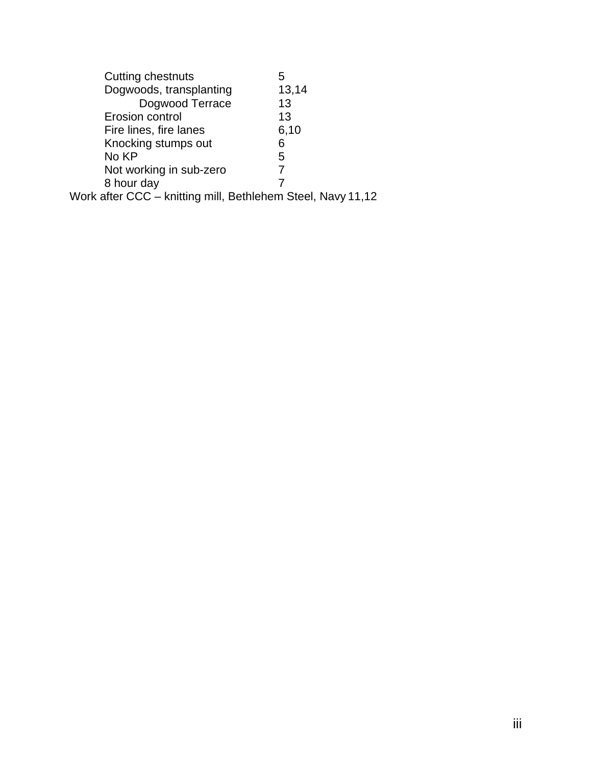| | |
|---|---|
| Cutting chestnuts | 5 |
| Dogwoods, transplanting | 13,14 |
| Dogwood Terrace | 13 |
| Erosion control | 13 |
| Fire lines, fire lanes | 6,10 |
| Knocking stumps out | 6 |
| No KP | 5 |
| Not working in sub-zero | 7 |
| 8 hour day | 7 |

Work after CCC – knitting mill, Bethlehem Steel, Navy 11,12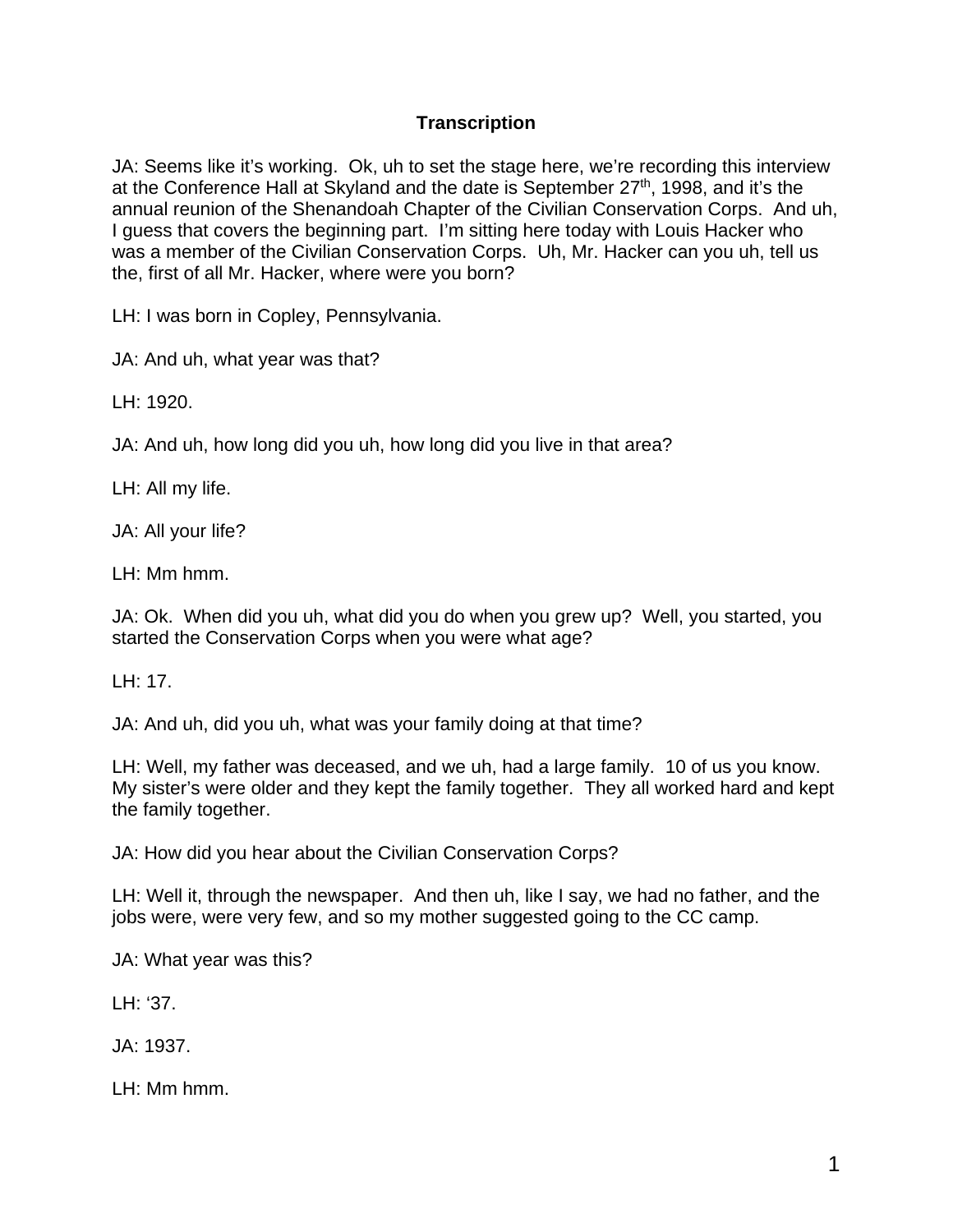**Transcription**

JA: Seems like it's working. Ok, uh to set the stage here, we're recording this interview at the Conference Hall at Skyland and the date is September 27th, 1998, and it's the annual reunion of the Shenandoah Chapter of the Civilian Conservation Corps. And uh, I guess that covers the beginning part. I'm sitting here today with Louis Hacker who was a member of the Civilian Conservation Corps. Uh, Mr. Hacker can you uh, tell us the, first of all Mr. Hacker, where were you born?

LH: I was born in Copley, Pennsylvania.

JA: And uh, what year was that?

LH: 1920.

JA: And uh, how long did you uh, how long did you live in that area?

LH: All my life.

JA: All your life?

LH: Mm hmm.

JA: Ok. When did you uh, what did you do when you grew up? Well, you started, you started the Conservation Corps when you were what age?

LH: 17.

JA: And uh, did you uh, what was your family doing at that time?

LH: Well, my father was deceased, and we uh, had a large family. 10 of us you know. My sister's were older and they kept the family together. They all worked hard and kept the family together.

JA: How did you hear about the Civilian Conservation Corps?

LH: Well it, through the newspaper. And then uh, like I say, we had no father, and the jobs were, were very few, and so my mother suggested going to the CC camp.

JA: What year was this?

LH: '37.

JA: 1937.

LH: Mm hmm.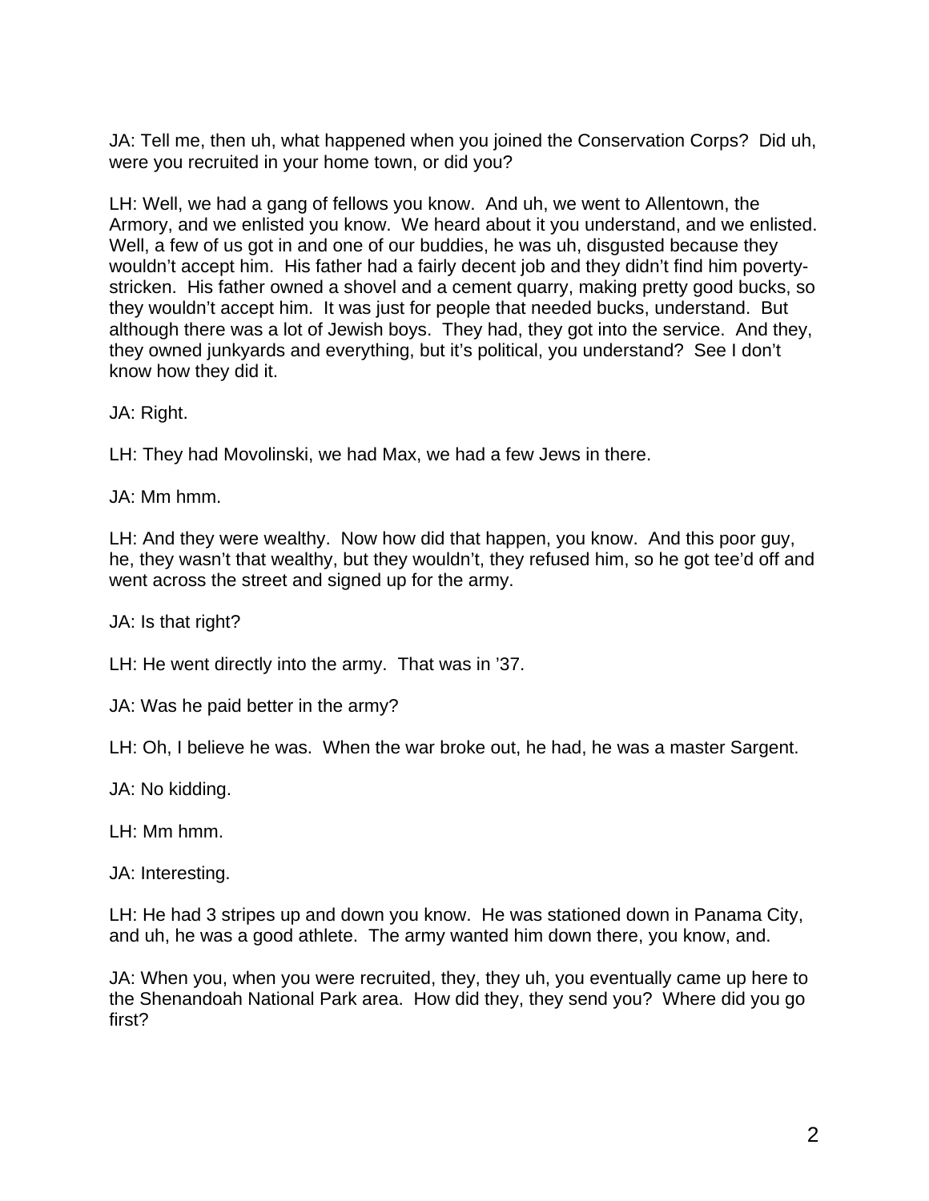JA: Tell me, then uh, what happened when you joined the Conservation Corps? Did uh, were you recruited in your home town, or did you?

LH: Well, we had a gang of fellows you know. And uh, we went to Allentown, the Armory, and we enlisted you know. We heard about it you understand, and we enlisted. Well, a few of us got in and one of our buddies, he was uh, disgusted because they wouldn't accept him. His father had a fairly decent job and they didn't find him poverty-stricken. His father owned a shovel and a cement quarry, making pretty good bucks, so they wouldn't accept him. It was just for people that needed bucks, understand. But although there was a lot of Jewish boys. They had, they got into the service. And they, they owned junkyards and everything, but it's political, you understand? See I don't know how they did it.

JA: Right.

LH: They had Movolinski, we had Max, we had a few Jews in there.

JA: Mm hmm.

LH: And they were wealthy. Now how did that happen, you know. And this poor guy, he, they wasn't that wealthy, but they wouldn't, they refused him, so he got tee'd off and went across the street and signed up for the army.

JA: Is that right?

LH: He went directly into the army. That was in '37.

JA: Was he paid better in the army?

LH: Oh, I believe he was. When the war broke out, he had, he was a master Sargent.

JA: No kidding.

LH: Mm hmm.

JA: Interesting.

LH: He had 3 stripes up and down you know. He was stationed down in Panama City, and uh, he was a good athlete. The army wanted him down there, you know, and.

JA: When you, when you were recruited, they, they uh, you eventually came up here to the Shenandoah National Park area. How did they, they send you? Where did you go first?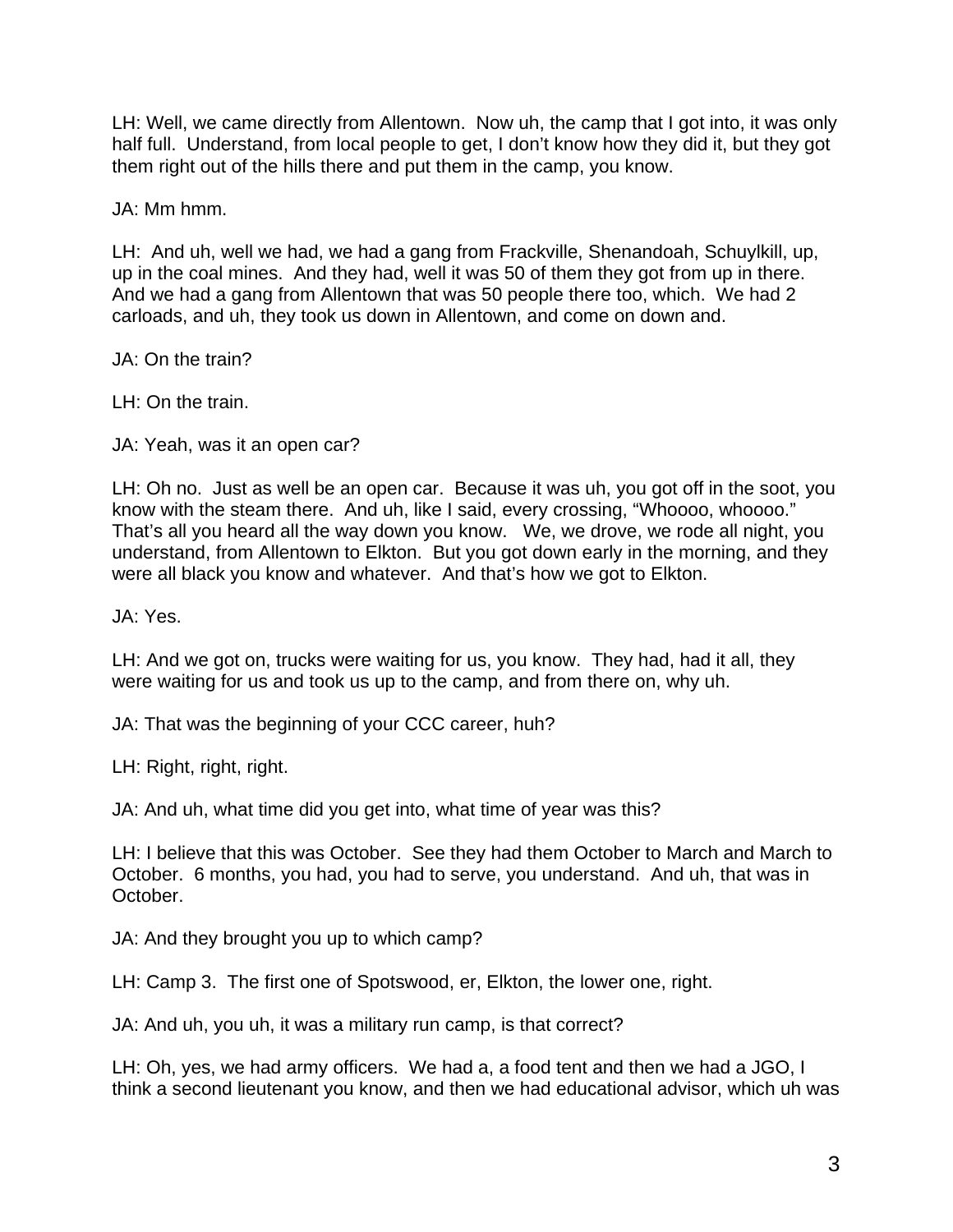LH: Well, we came directly from Allentown. Now uh, the camp that I got into, it was only half full. Understand, from local people to get, I don't know how they did it, but they got them right out of the hills there and put them in the camp, you know.

JA: Mm hmm.

LH: And uh, well we had, we had a gang from Frackville, Shenandoah, Schuylkill, up, up in the coal mines. And they had, well it was 50 of them they got from up in there. And we had a gang from Allentown that was 50 people there too, which. We had 2 carloads, and uh, they took us down in Allentown, and come on down and.

JA: On the train?

LH: On the train.

JA: Yeah, was it an open car?

LH: Oh no. Just as well be an open car. Because it was uh, you got off in the soot, you know with the steam there. And uh, like I said, every crossing, "Whoooo, whoooo." That's all you heard all the way down you know. We, we drove, we rode all night, you understand, from Allentown to Elkton. But you got down early in the morning, and they were all black you know and whatever. And that's how we got to Elkton.

JA: Yes.

LH: And we got on, trucks were waiting for us, you know. They had, had it all, they were waiting for us and took us up to the camp, and from there on, why uh.

JA: That was the beginning of your CCC career, huh?

LH: Right, right, right.

JA: And uh, what time did you get into, what time of year was this?

LH: I believe that this was October. See they had them October to March and March to October. 6 months, you had, you had to serve, you understand. And uh, that was in October.

JA: And they brought you up to which camp?

LH: Camp 3. The first one of Spotswood, er, Elkton, the lower one, right.

JA: And uh, you uh, it was a military run camp, is that correct?

LH: Oh, yes, we had army officers. We had a, a food tent and then we had a JGO, I think a second lieutenant you know, and then we had educational advisor, which uh was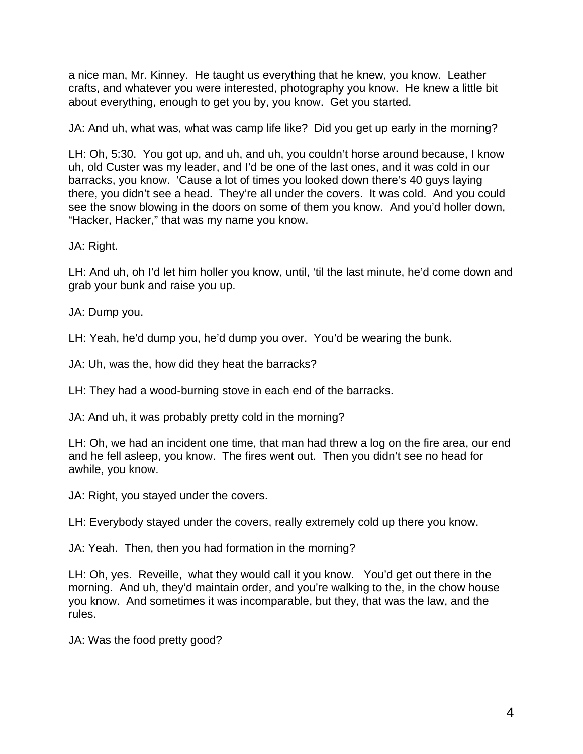a nice man, Mr. Kinney. He taught us everything that he knew, you know. Leather crafts, and whatever you were interested, photography you know. He knew a little bit about everything, enough to get you by, you know. Get you started.

JA: And uh, what was, what was camp life like? Did you get up early in the morning?

LH: Oh, 5:30. You got up, and uh, and uh, you couldn't horse around because, I know uh, old Custer was my leader, and I'd be one of the last ones, and it was cold in our barracks, you know. 'Cause a lot of times you looked down there's 40 guys laying there, you didn't see a head. They're all under the covers. It was cold. And you could see the snow blowing in the doors on some of them you know. And you'd holler down, "Hacker, Hacker," that was my name you know.

JA: Right.

LH: And uh, oh I'd let him holler you know, until, 'til the last minute, he'd come down and grab your bunk and raise you up.

JA: Dump you.

LH: Yeah, he'd dump you, he'd dump you over. You'd be wearing the bunk.

JA: Uh, was the, how did they heat the barracks?

LH: They had a wood-burning stove in each end of the barracks.

JA: And uh, it was probably pretty cold in the morning?

LH: Oh, we had an incident one time, that man had threw a log on the fire area, our end and he fell asleep, you know. The fires went out. Then you didn't see no head for awhile, you know.

JA: Right, you stayed under the covers.

LH: Everybody stayed under the covers, really extremely cold up there you know.

JA: Yeah. Then, then you had formation in the morning?

LH: Oh, yes. Reveille, what they would call it you know. You'd get out there in the morning. And uh, they'd maintain order, and you're walking to the, in the chow house you know. And sometimes it was incomparable, but they, that was the law, and the rules.

JA: Was the food pretty good?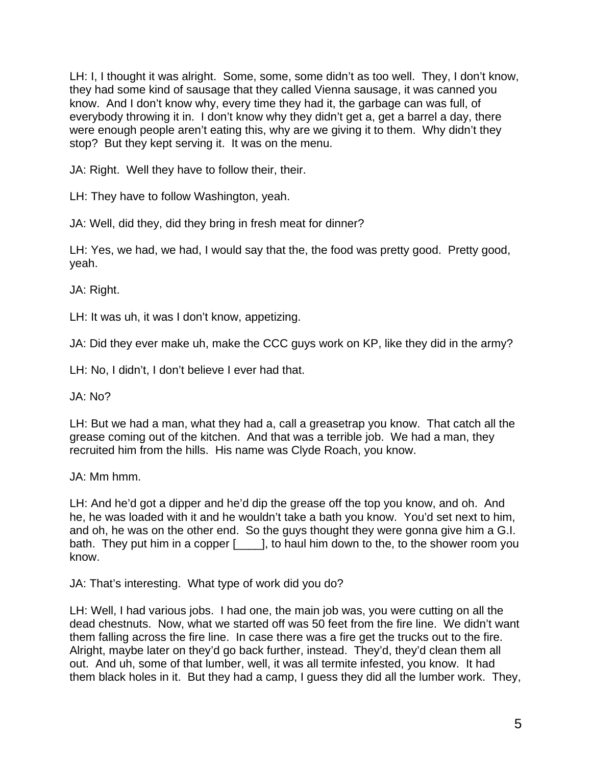LH: I, I thought it was alright. Some, some, some didn't as too well. They, I don't know, they had some kind of sausage that they called Vienna sausage, it was canned you know. And I don't know why, every time they had it, the garbage can was full, of everybody throwing it in. I don't know why they didn't get a, get a barrel a day, there were enough people aren't eating this, why are we giving it to them. Why didn't they stop? But they kept serving it. It was on the menu.

JA: Right. Well they have to follow their, their.

LH: They have to follow Washington, yeah.

JA: Well, did they, did they bring in fresh meat for dinner?

LH: Yes, we had, we had, I would say that the, the food was pretty good. Pretty good, yeah.

JA: Right.

LH: It was uh, it was I don't know, appetizing.

JA: Did they ever make uh, make the CCC guys work on KP, like they did in the army?

LH: No, I didn't, I don't believe I ever had that.

JA: No?

LH: But we had a man, what they had a, call a greasetrap you know. That catch all the grease coming out of the kitchen. And that was a terrible job. We had a man, they recruited him from the hills. His name was Clyde Roach, you know.

JA: Mm hmm.

LH: And he'd got a dipper and he'd dip the grease off the top you know, and oh. And he, he was loaded with it and he wouldn't take a bath you know. You'd set next to him, and oh, he was on the other end. So the guys thought they were gonna give him a G.I. bath. They put him in a copper [____], to haul him down to the, to the shower room you know.

JA: That's interesting. What type of work did you do?

LH: Well, I had various jobs. I had one, the main job was, you were cutting on all the dead chestnuts. Now, what we started off was 50 feet from the fire line. We didn't want them falling across the fire line. In case there was a fire get the trucks out to the fire. Alright, maybe later on they'd go back further, instead. They'd, they'd clean them all out. And uh, some of that lumber, well, it was all termite infested, you know. It had them black holes in it. But they had a camp, I guess they did all the lumber work. They,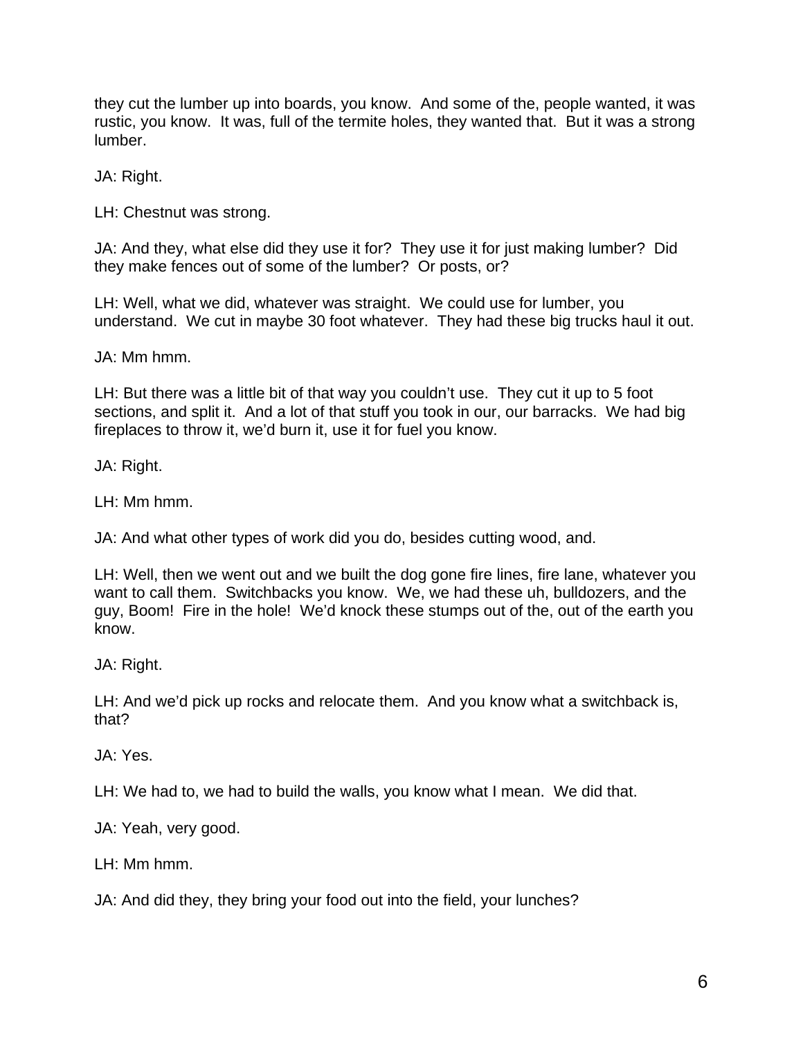they cut the lumber up into boards, you know. And some of the, people wanted, it was rustic, you know. It was, full of the termite holes, they wanted that. But it was a strong lumber.

JA: Right.

LH: Chestnut was strong.

JA: And they, what else did they use it for? They use it for just making lumber? Did they make fences out of some of the lumber? Or posts, or?

LH: Well, what we did, whatever was straight. We could use for lumber, you understand. We cut in maybe 30 foot whatever. They had these big trucks haul it out.

JA: Mm hmm.

LH: But there was a little bit of that way you couldn't use. They cut it up to 5 foot sections, and split it. And a lot of that stuff you took in our, our barracks. We had big fireplaces to throw it, we'd burn it, use it for fuel you know.

JA: Right.

LH: Mm hmm.

JA: And what other types of work did you do, besides cutting wood, and.

LH: Well, then we went out and we built the dog gone fire lines, fire lane, whatever you want to call them. Switchbacks you know. We, we had these uh, bulldozers, and the guy, Boom! Fire in the hole! We'd knock these stumps out of the, out of the earth you know.

JA: Right.

LH: And we'd pick up rocks and relocate them. And you know what a switchback is, that?

JA: Yes.

LH: We had to, we had to build the walls, you know what I mean. We did that.

JA: Yeah, very good.

LH: Mm hmm.

JA: And did they, they bring your food out into the field, your lunches?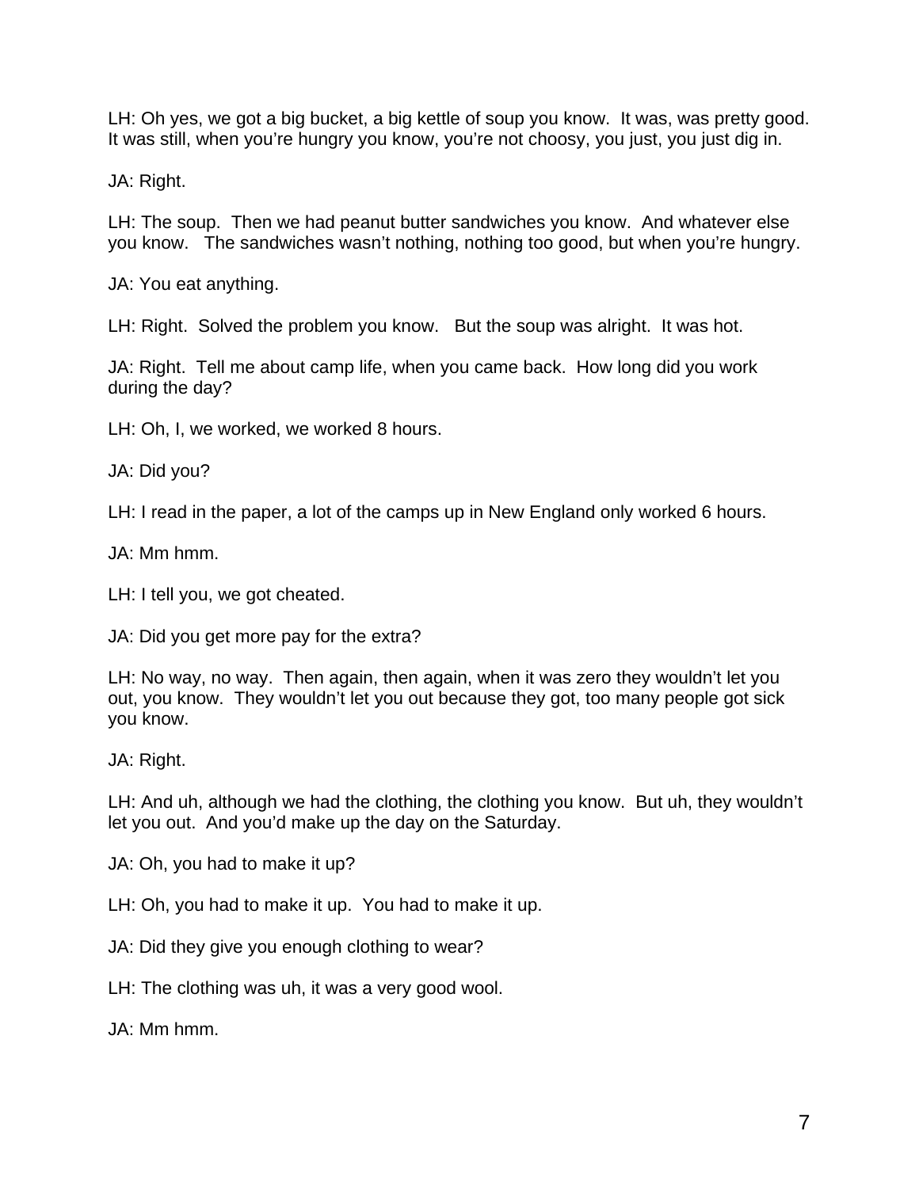LH: Oh yes, we got a big bucket, a big kettle of soup you know. It was, was pretty good. It was still, when you're hungry you know, you're not choosy, you just, you just dig in.

JA: Right.

LH: The soup. Then we had peanut butter sandwiches you know. And whatever else you know. The sandwiches wasn't nothing, nothing too good, but when you're hungry.

JA: You eat anything.

LH: Right. Solved the problem you know. But the soup was alright. It was hot.

JA: Right. Tell me about camp life, when you came back. How long did you work during the day?

LH: Oh, I, we worked, we worked 8 hours.

JA: Did you?

LH: I read in the paper, a lot of the camps up in New England only worked 6 hours.

JA: Mm hmm.

LH: I tell you, we got cheated.

JA: Did you get more pay for the extra?

LH: No way, no way. Then again, then again, when it was zero they wouldn't let you out, you know. They wouldn't let you out because they got, too many people got sick you know.

JA: Right.

LH: And uh, although we had the clothing, the clothing you know. But uh, they wouldn't let you out. And you'd make up the day on the Saturday.

JA: Oh, you had to make it up?

LH: Oh, you had to make it up. You had to make it up.

JA: Did they give you enough clothing to wear?

LH: The clothing was uh, it was a very good wool.

JA: Mm hmm.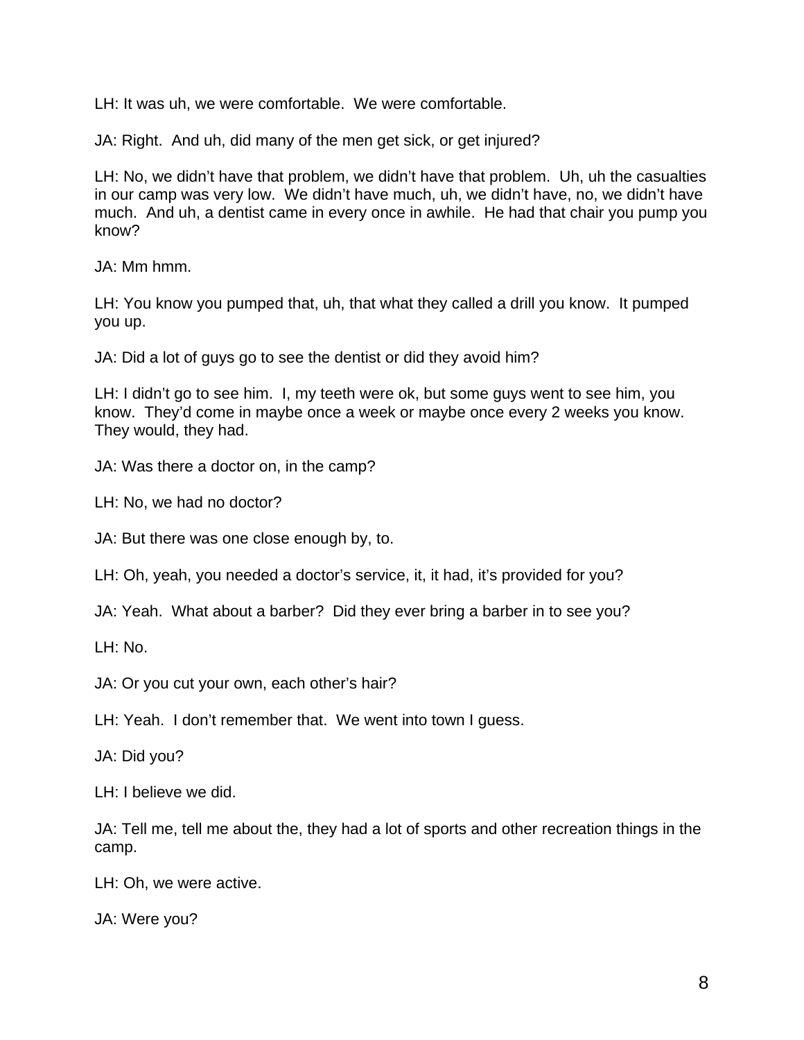LH: It was uh, we were comfortable. We were comfortable.

JA: Right. And uh, did many of the men get sick, or get injured?

LH: No, we didn't have that problem, we didn't have that problem. Uh, uh the casualties in our camp was very low. We didn't have much, uh, we didn't have, no, we didn't have much. And uh, a dentist came in every once in awhile. He had that chair you pump you know?

JA: Mm hmm.

LH: You know you pumped that, uh, that what they called a drill you know. It pumped you up.

JA: Did a lot of guys go to see the dentist or did they avoid him?

LH: I didn't go to see him. I, my teeth were ok, but some guys went to see him, you know. They'd come in maybe once a week or maybe once every 2 weeks you know. They would, they had.

JA: Was there a doctor on, in the camp?

LH: No, we had no doctor?

JA: But there was one close enough by, to.

LH: Oh, yeah, you needed a doctor's service, it, it had, it's provided for you?

JA: Yeah. What about a barber? Did they ever bring a barber in to see you?

LH: No.

JA: Or you cut your own, each other's hair?

LH: Yeah. I don't remember that. We went into town I guess.

JA: Did you?

LH: I believe we did.

JA: Tell me, tell me about the, they had a lot of sports and other recreation things in the camp.

LH: Oh, we were active.

JA: Were you?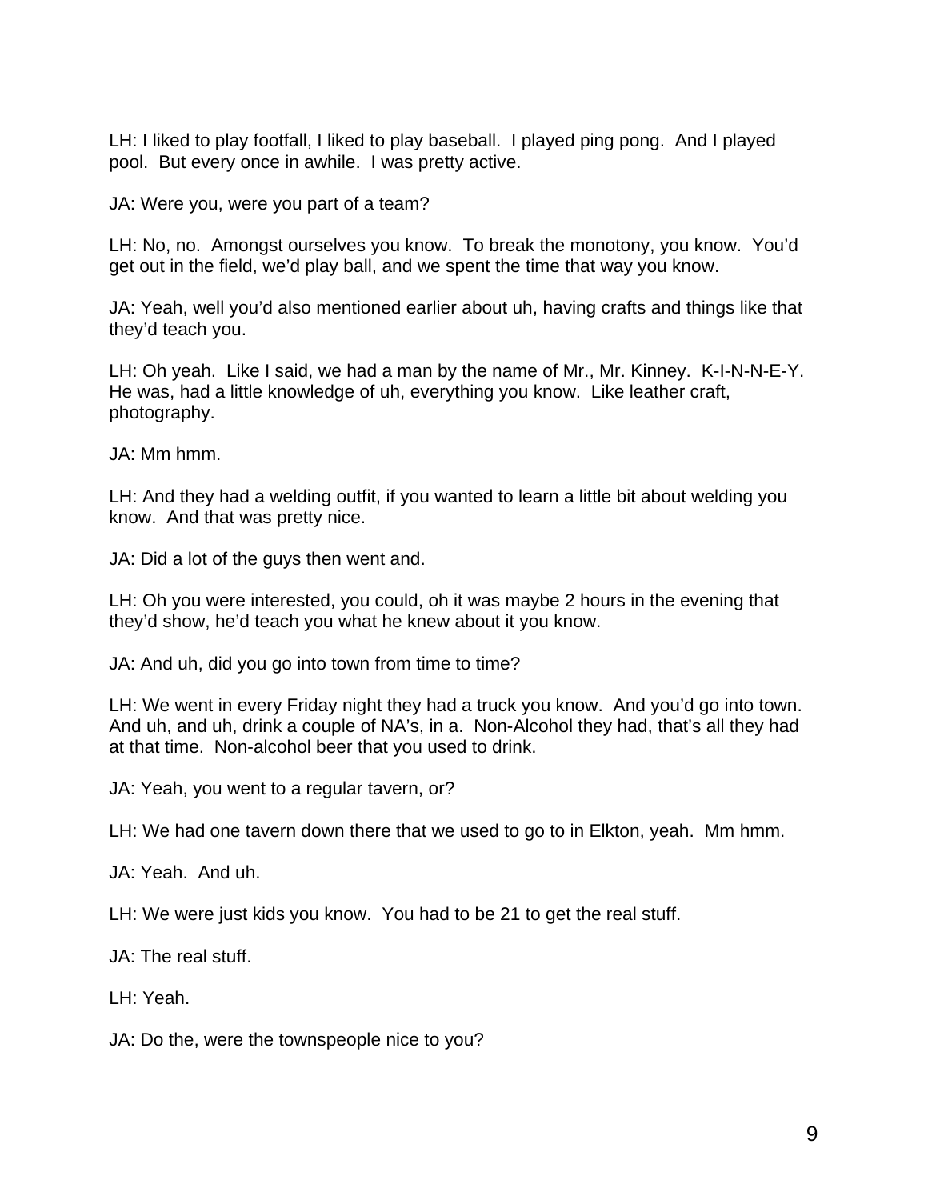LH: I liked to play footfall, I liked to play baseball. I played ping pong. And I played pool. But every once in awhile. I was pretty active.

JA: Were you, were you part of a team?

LH: No, no. Amongst ourselves you know. To break the monotony, you know. You'd get out in the field, we'd play ball, and we spent the time that way you know.

JA: Yeah, well you'd also mentioned earlier about uh, having crafts and things like that they'd teach you.

LH: Oh yeah. Like I said, we had a man by the name of Mr., Mr. Kinney. K-I-N-N-E-Y. He was, had a little knowledge of uh, everything you know. Like leather craft, photography.

JA: Mm hmm.

LH: And they had a welding outfit, if you wanted to learn a little bit about welding you know. And that was pretty nice.

JA: Did a lot of the guys then went and.

LH: Oh you were interested, you could, oh it was maybe 2 hours in the evening that they'd show, he'd teach you what he knew about it you know.

JA: And uh, did you go into town from time to time?

LH: We went in every Friday night they had a truck you know. And you'd go into town. And uh, and uh, drink a couple of NA's, in a. Non-Alcohol they had, that's all they had at that time. Non-alcohol beer that you used to drink.

JA: Yeah, you went to a regular tavern, or?

LH: We had one tavern down there that we used to go to in Elkton, yeah. Mm hmm.

JA: Yeah. And uh.

LH: We were just kids you know. You had to be 21 to get the real stuff.

JA: The real stuff.

LH: Yeah.

JA: Do the, were the townspeople nice to you?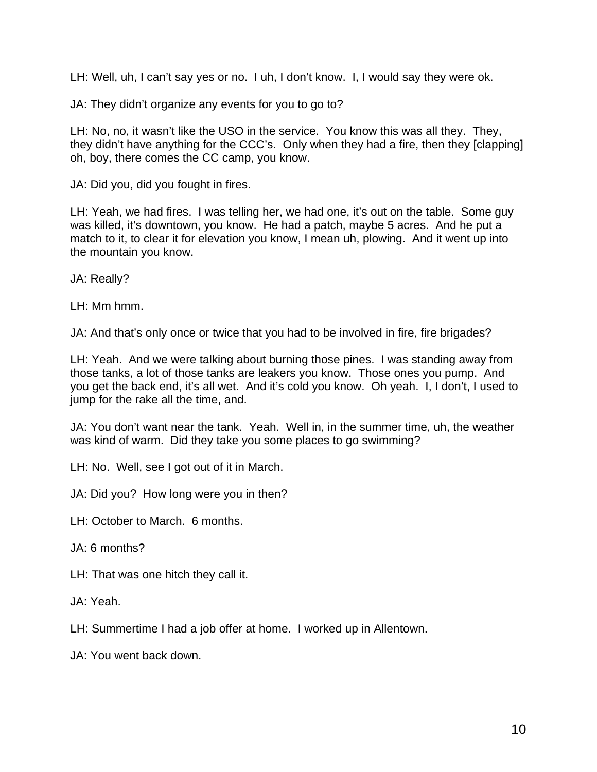LH: Well, uh, I can't say yes or no. I uh, I don't know. I, I would say they were ok.

JA: They didn't organize any events for you to go to?

LH: No, no, it wasn't like the USO in the service. You know this was all they. They, they didn't have anything for the CCC's. Only when they had a fire, then they [clapping] oh, boy, there comes the CC camp, you know.

JA: Did you, did you fought in fires.

LH: Yeah, we had fires. I was telling her, we had one, it's out on the table. Some guy was killed, it's downtown, you know. He had a patch, maybe 5 acres. And he put a match to it, to clear it for elevation you know, I mean uh, plowing. And it went up into the mountain you know.

JA: Really?

LH: Mm hmm.

JA: And that's only once or twice that you had to be involved in fire, fire brigades?

LH: Yeah. And we were talking about burning those pines. I was standing away from those tanks, a lot of those tanks are leakers you know. Those ones you pump. And you get the back end, it's all wet. And it's cold you know. Oh yeah. I, I don't, I used to jump for the rake all the time, and.

JA: You don't want near the tank. Yeah. Well in, in the summer time, uh, the weather was kind of warm. Did they take you some places to go swimming?

LH: No. Well, see I got out of it in March.

JA: Did you? How long were you in then?

LH: October to March. 6 months.

JA: 6 months?

LH: That was one hitch they call it.

JA: Yeah.

LH: Summertime I had a job offer at home. I worked up in Allentown.

JA: You went back down.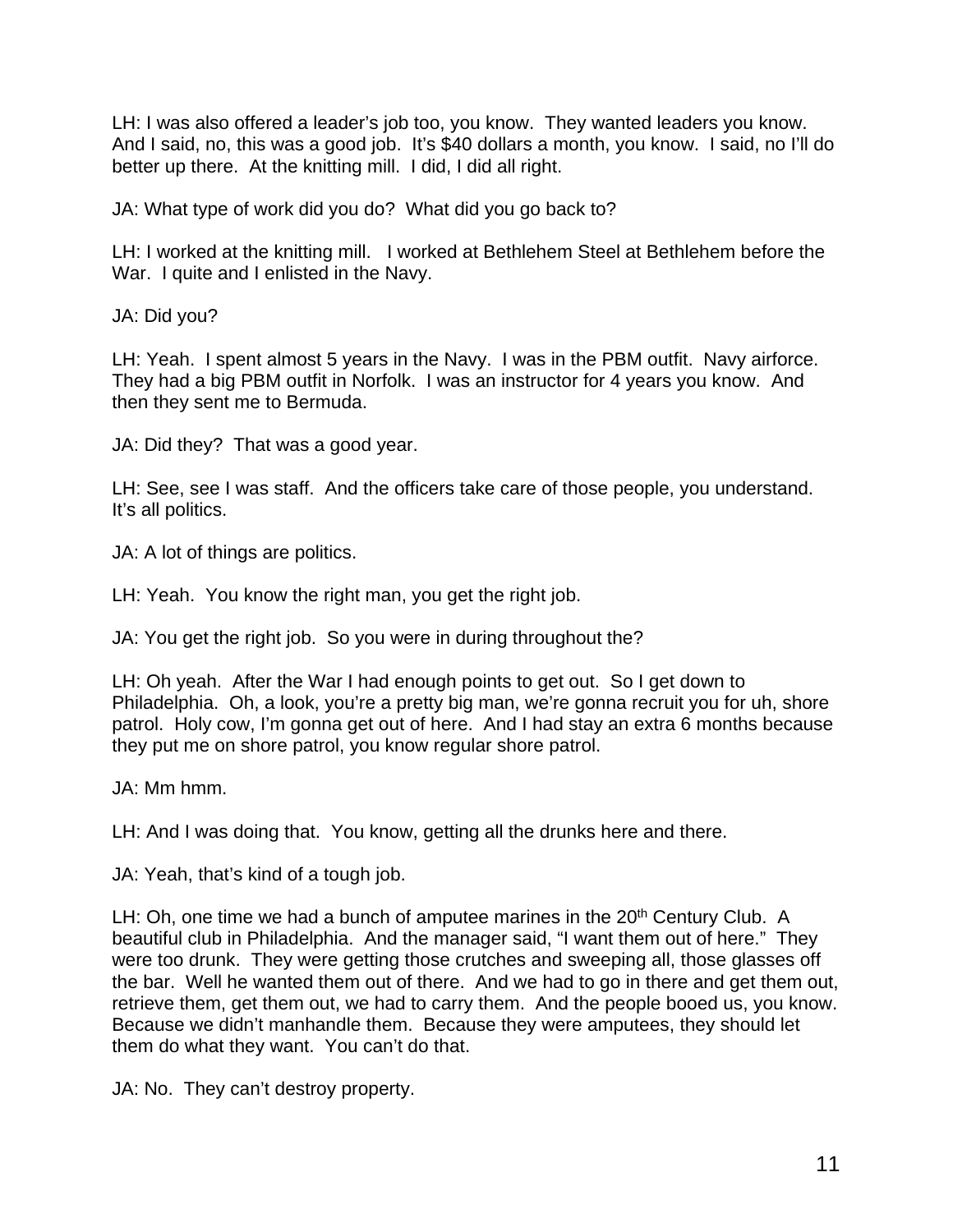LH: I was also offered a leader's job too, you know. They wanted leaders you know. And I said, no, this was a good job. It's $40 dollars a month, you know. I said, no I'll do better up there. At the knitting mill. I did, I did all right.

JA: What type of work did you do? What did you go back to?

LH: I worked at the knitting mill. I worked at Bethlehem Steel at Bethlehem before the War. I quite and I enlisted in the Navy.

JA: Did you?

LH: Yeah. I spent almost 5 years in the Navy. I was in the PBM outfit. Navy airforce. They had a big PBM outfit in Norfolk. I was an instructor for 4 years you know. And then they sent me to Bermuda.

JA: Did they? That was a good year.

LH: See, see I was staff. And the officers take care of those people, you understand. It's all politics.

JA: A lot of things are politics.

LH: Yeah. You know the right man, you get the right job.

JA: You get the right job. So you were in during throughout the?

LH: Oh yeah. After the War I had enough points to get out. So I get down to Philadelphia. Oh, a look, you're a pretty big man, we're gonna recruit you for uh, shore patrol. Holy cow, I'm gonna get out of here. And I had stay an extra 6 months because they put me on shore patrol, you know regular shore patrol.

JA: Mm hmm.

LH: And I was doing that. You know, getting all the drunks here and there.

JA: Yeah, that's kind of a tough job.

LH: Oh, one time we had a bunch of amputee marines in the 20th Century Club. A beautiful club in Philadelphia. And the manager said, "I want them out of here." They were too drunk. They were getting those crutches and sweeping all, those glasses off the bar. Well he wanted them out of there. And we had to go in there and get them out, retrieve them, get them out, we had to carry them. And the people booed us, you know. Because we didn't manhandle them. Because they were amputees, they should let them do what they want. You can't do that.

JA: No. They can't destroy property.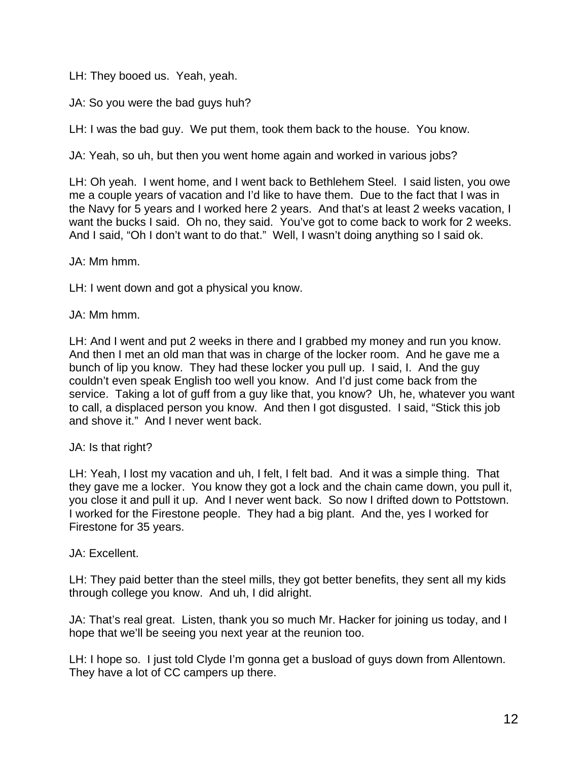LH: They booed us. Yeah, yeah.

JA: So you were the bad guys huh?

LH: I was the bad guy. We put them, took them back to the house. You know.

JA: Yeah, so uh, but then you went home again and worked in various jobs?

LH: Oh yeah. I went home, and I went back to Bethlehem Steel. I said listen, you owe me a couple years of vacation and I'd like to have them. Due to the fact that I was in the Navy for 5 years and I worked here 2 years. And that's at least 2 weeks vacation, I want the bucks I said. Oh no, they said. You've got to come back to work for 2 weeks. And I said, "Oh I don't want to do that." Well, I wasn't doing anything so I said ok.

JA: Mm hmm.

LH: I went down and got a physical you know.

JA: Mm hmm.

LH: And I went and put 2 weeks in there and I grabbed my money and run you know. And then I met an old man that was in charge of the locker room. And he gave me a bunch of lip you know. They had these locker you pull up. I said, I. And the guy couldn't even speak English too well you know. And I'd just come back from the service. Taking a lot of guff from a guy like that, you know? Uh, he, whatever you want to call, a displaced person you know. And then I got disgusted. I said, "Stick this job and shove it." And I never went back.

JA: Is that right?

LH: Yeah, I lost my vacation and uh, I felt, I felt bad. And it was a simple thing. That they gave me a locker. You know they got a lock and the chain came down, you pull it, you close it and pull it up. And I never went back. So now I drifted down to Pottstown. I worked for the Firestone people. They had a big plant. And the, yes I worked for Firestone for 35 years.

JA: Excellent.

LH: They paid better than the steel mills, they got better benefits, they sent all my kids through college you know. And uh, I did alright.

JA: That's real great. Listen, thank you so much Mr. Hacker for joining us today, and I hope that we'll be seeing you next year at the reunion too.

LH: I hope so. I just told Clyde I'm gonna get a busload of guys down from Allentown. They have a lot of CC campers up there.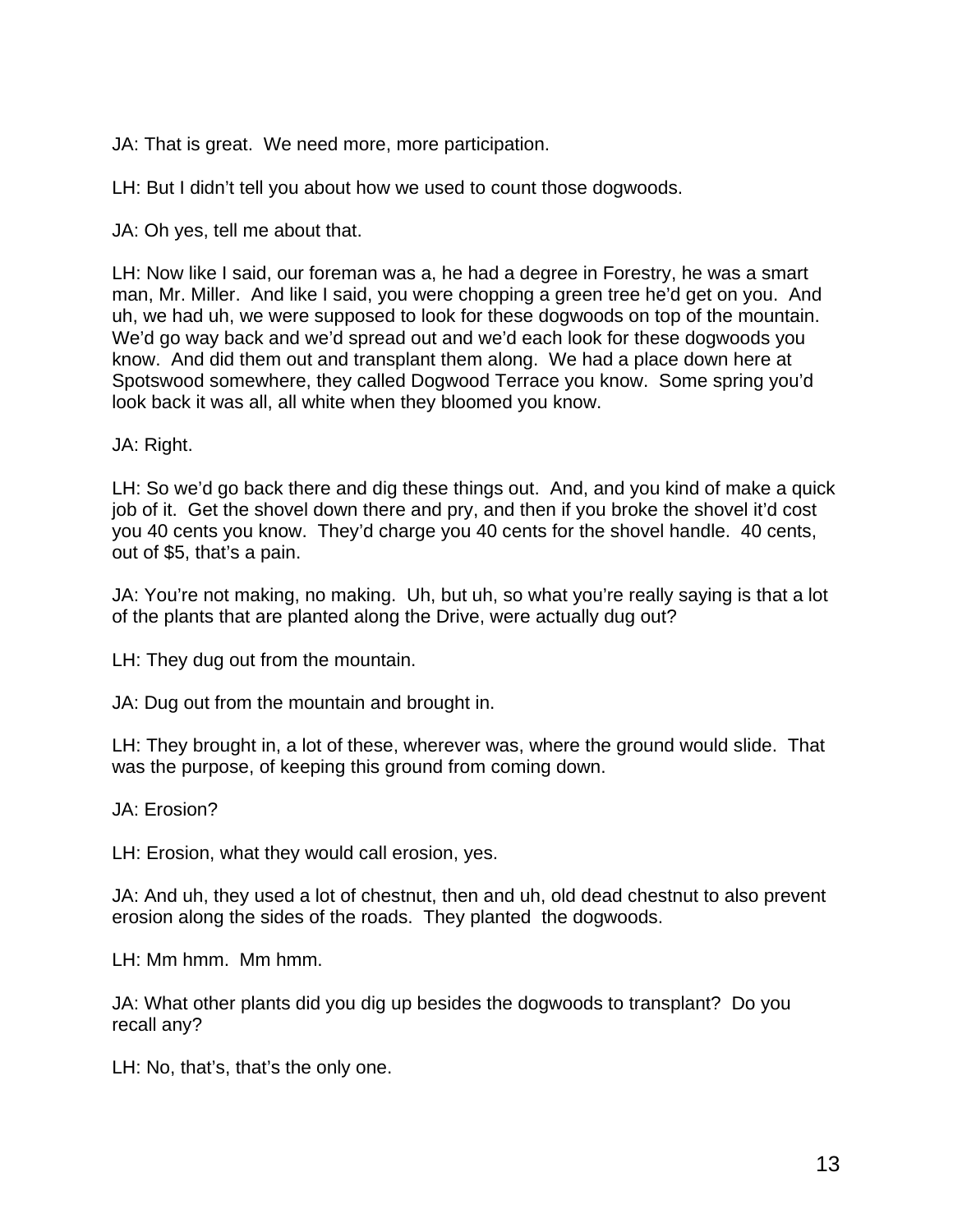JA: That is great.  We need more, more participation.

LH: But I didn't tell you about how we used to count those dogwoods.

JA: Oh yes, tell me about that.

LH: Now like I said, our foreman was a, he had a degree in Forestry, he was a smart man, Mr. Miller.  And like I said, you were chopping a green tree he'd get on you.  And uh, we had uh, we were supposed to look for these dogwoods on top of the mountain.  We'd go way back and we'd spread out and we'd each look for these dogwoods you know.  And did them out and transplant them along.  We had a place down here at Spotswood somewhere, they called Dogwood Terrace you know.  Some spring you'd look back it was all, all white when they bloomed you know.

JA: Right.

LH: So we'd go back there and dig these things out.  And, and you kind of make a quick job of it.  Get the shovel down there and pry, and then if you broke the shovel it'd cost you 40 cents you know.  They'd charge you 40 cents for the shovel handle.  40 cents, out of $5, that's a pain.

JA: You're not making, no making.  Uh, but uh, so what you're really saying is that a lot of the plants that are planted along the Drive, were actually dug out?

LH: They dug out from the mountain.

JA: Dug out from the mountain and brought in.

LH: They brought in, a lot of these, wherever was, where the ground would slide.  That was the purpose, of keeping this ground from coming down.

JA: Erosion?

LH: Erosion, what they would call erosion, yes.

JA: And uh, they used a lot of chestnut, then and uh, old dead chestnut to also prevent erosion along the sides of the roads.  They planted  the dogwoods.

LH: Mm hmm.  Mm hmm.

JA: What other plants did you dig up besides the dogwoods to transplant?  Do you recall any?

LH: No, that's, that's the only one.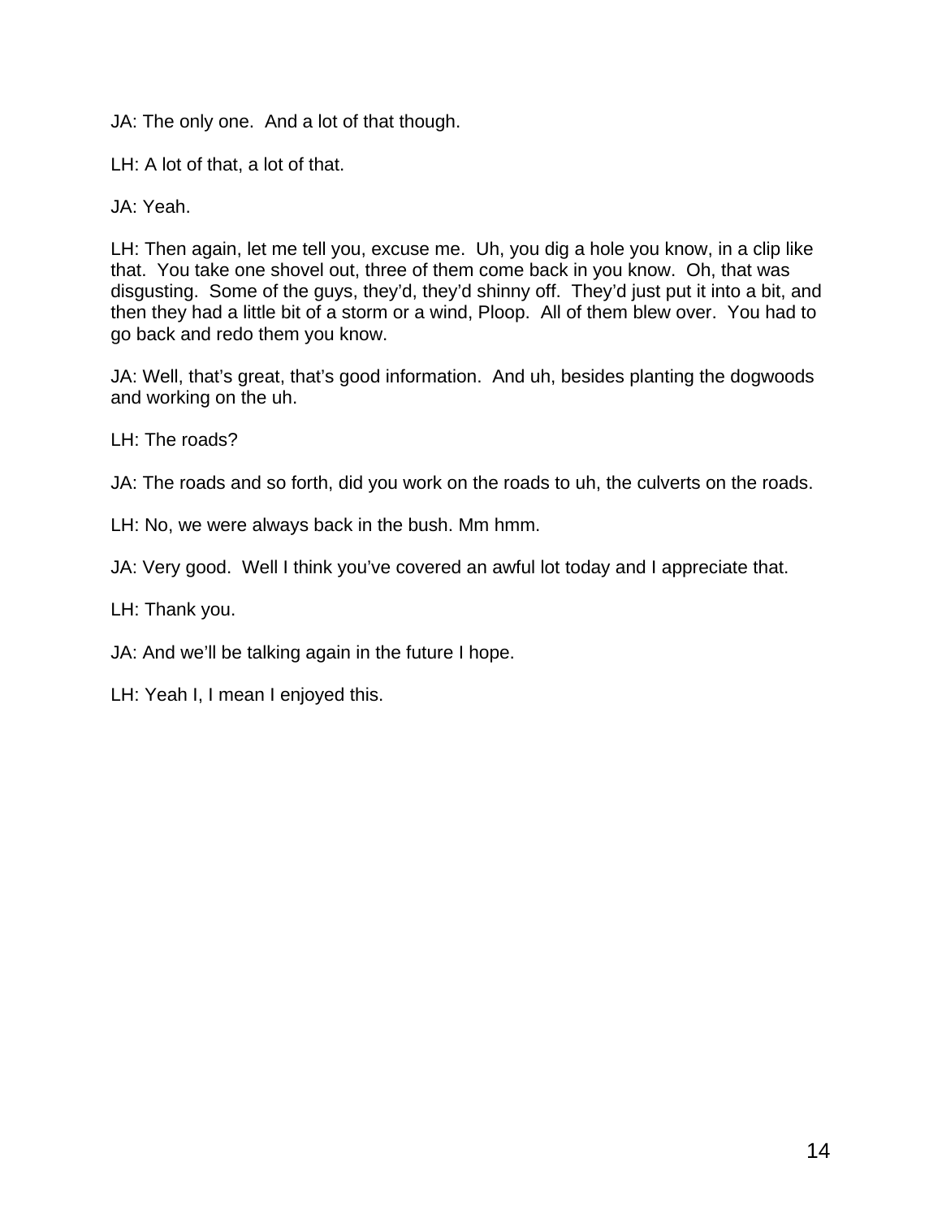JA: The only one.  And a lot of that though.

LH: A lot of that, a lot of that.

JA: Yeah.

LH: Then again, let me tell you, excuse me.  Uh, you dig a hole you know, in a clip like that.  You take one shovel out, three of them come back in you know.  Oh, that was disgusting.  Some of the guys, they'd, they'd shinny off.  They'd just put it into a bit, and then they had a little bit of a storm or a wind, Ploop.  All of them blew over.  You had to go back and redo them you know.

JA: Well, that's great, that's good information.  And uh, besides planting the dogwoods and working on the uh.

LH: The roads?

JA: The roads and so forth, did you work on the roads to uh, the culverts on the roads.

LH: No, we were always back in the bush. Mm hmm.

JA: Very good.  Well I think you've covered an awful lot today and I appreciate that.

LH: Thank you.

JA: And we'll be talking again in the future I hope.

LH: Yeah I, I mean I enjoyed this.